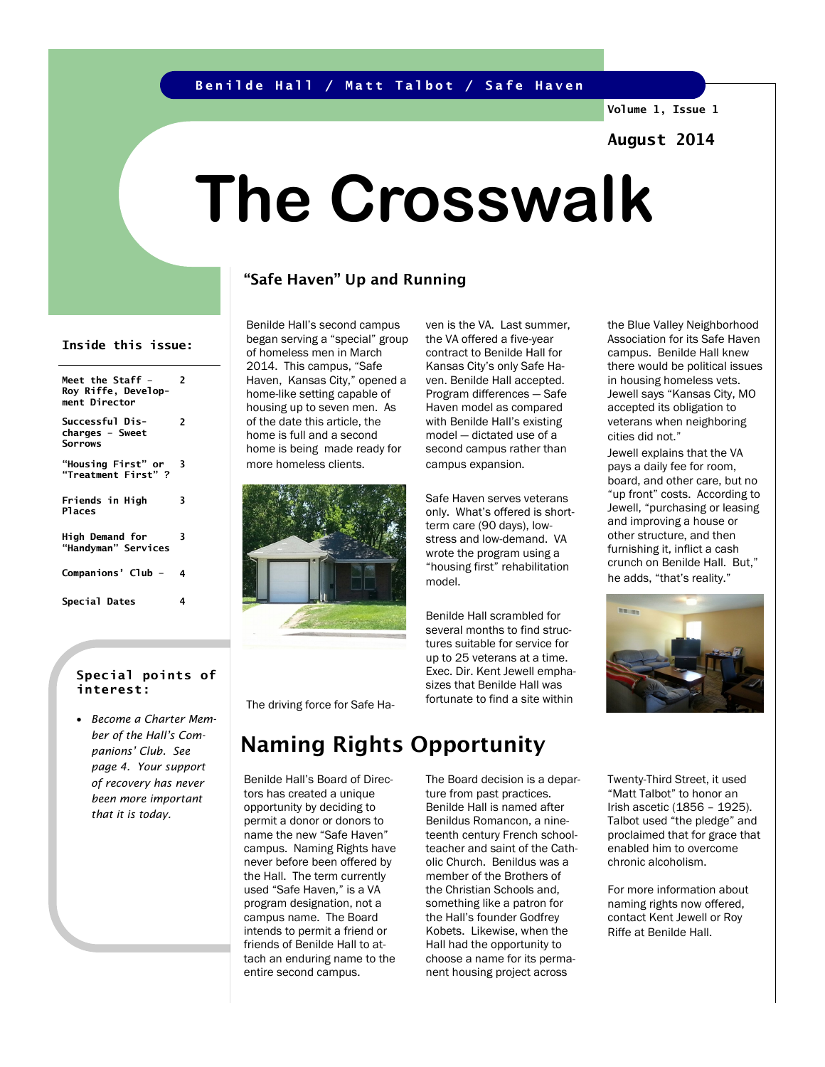Benilde Hall / Matt Talbot / Safe Haven

Volume 1, Issue 1

August 2014

# The Crosswalk

**Inside this issue:**

| | |
|---|---|
| Meet the Staff – Roy Riffe, Development Director | 2 |
| Successful Discharges – Sweet Sorrows | 2 |
| "Housing First" or "Treatment First" ? | 3 |
| Friends in High Places | 3 |
| High Demand for "Handyman" Services | 3 |
| Companions' Club – | 4 |
| Special Dates | 4 |

**Special points of interest:**

- *Become a Charter Member of the Hall's Companions' Club. See page 4. Your support of recovery has never been more important that it is today.*

## "Safe Haven" Up and Running

Benilde Hall's second campus began serving a "special" group of homeless men in March 2014. This campus, "Safe Haven, Kansas City," opened a home-like setting capable of housing up to seven men. As of the date this article, the home is full and a second home is being made ready for more homeless clients.

The driving force for Safe Haven is the VA. Last summer, the VA offered a five-year contract to Benilde Hall for Kansas City's only Safe Haven. Benilde Hall accepted. Program differences — Safe Haven model as compared with Benilde Hall's existing model — dictated use of a second campus rather than campus expansion.

Safe Haven serves veterans only. What's offered is short-term care (90 days), low-stress and low-demand. VA wrote the program using a "housing first" rehabilitation model.

Benilde Hall scrambled for several months to find structures suitable for service for up to 25 veterans at a time. Exec. Dir. Kent Jewell emphasizes that Benilde Hall was fortunate to find a site within the Blue Valley Neighborhood Association for its Safe Haven campus. Benilde Hall knew there would be political issues in housing homeless vets. Jewell says "Kansas City, MO accepted its obligation to veterans when neighboring cities did not."

Jewell explains that the VA pays a daily fee for room, board, and other care, but no "up front" costs. According to Jewell, "purchasing or leasing and improving a house or other structure, and then furnishing it, inflict a cash crunch on Benilde Hall. But," he adds, "that's reality."

## Naming Rights Opportunity

Benilde Hall's Board of Directors has created a unique opportunity by deciding to permit a donor or donors to name the new "Safe Haven" campus. Naming Rights have never before been offered by the Hall. The term currently used "Safe Haven," is a VA program designation, not a campus name. The Board intends to permit a friend or friends of Benilde Hall to attach an enduring name to the entire second campus.

The Board decision is a departure from past practices. Benilde Hall is named after Benildus Romancon, a nineteenth century French schoolteacher and saint of the Catholic Church. Benildus was a member of the Brothers of the Christian Schools and, something like a patron for the Hall's founder Godfrey Kobets. Likewise, when the Hall had the opportunity to choose a name for its permanent housing project across Twenty-Third Street, it used "Matt Talbot" to honor an Irish ascetic (1856 – 1925). Talbot used "the pledge" and proclaimed that for grace that enabled him to overcome chronic alcoholism.

For more information about naming rights now offered, contact Kent Jewell or Roy Riffe at Benilde Hall.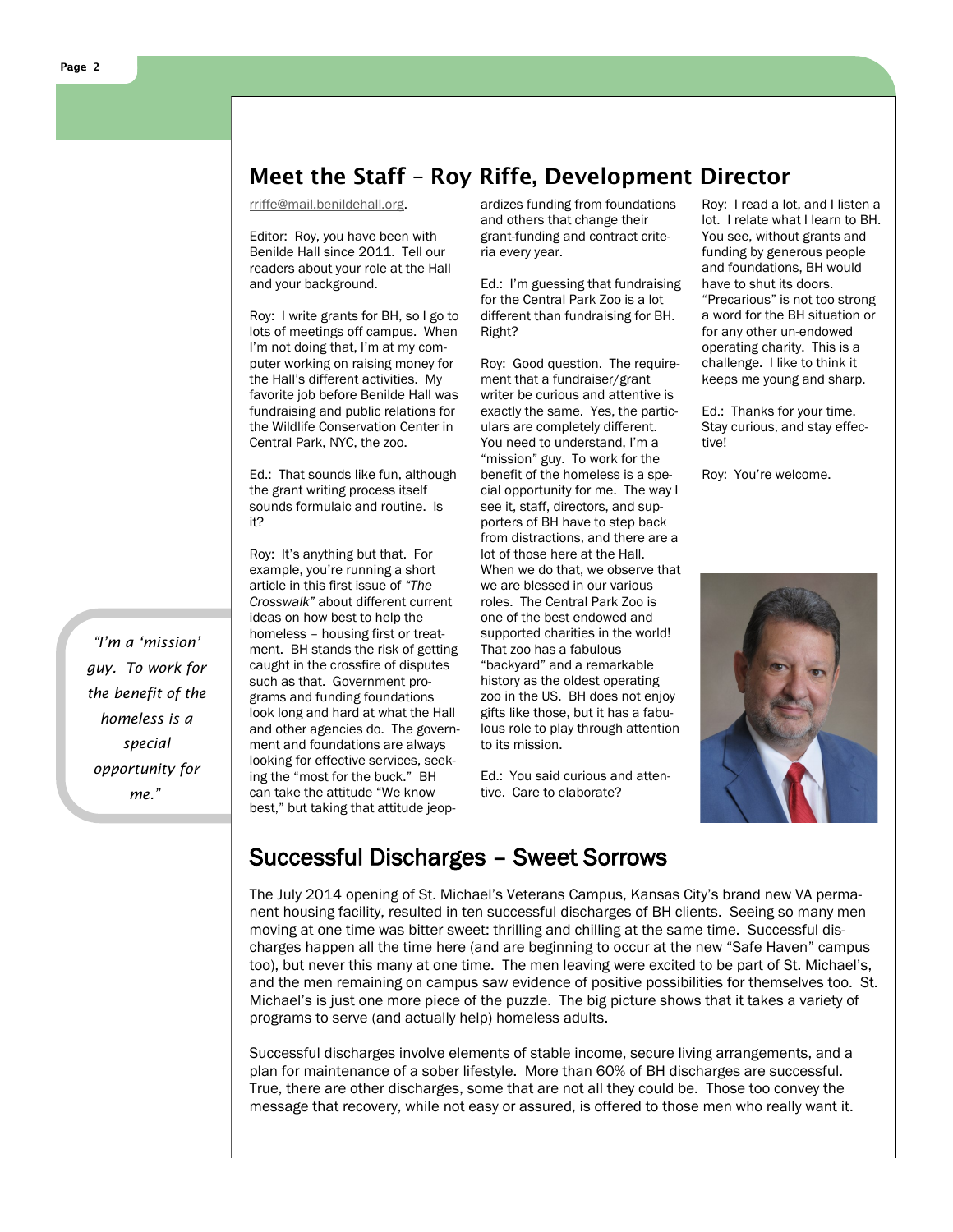## Meet the Staff – Roy Riffe, Development Director

rriffe@mail.benildehall.org.

Editor: Roy, you have been with Benilde Hall since 2011. Tell our readers about your role at the Hall and your background.

Roy: I write grants for BH, so I go to lots of meetings off campus. When I'm not doing that, I'm at my computer working on raising money for the Hall's different activities. My favorite job before Benilde Hall was fundraising and public relations for the Wildlife Conservation Center in Central Park, NYC, the zoo.

Ed.: That sounds like fun, although the grant writing process itself sounds formulaic and routine. Is it?

Roy: It's anything but that. For example, you're running a short article in this first issue of *"The Crosswalk"* about different current ideas on how best to help the homeless – housing first or treatment. BH stands the risk of getting caught in the crossfire of disputes such as that. Government programs and funding foundations look long and hard at what the Hall and other agencies do. The government and foundations are always looking for effective services, seeking the "most for the buck." BH can take the attitude "We know best," but taking that attitude jeopardizes funding from foundations and others that change their grant-funding and contract criteria every year.

Ed.: I'm guessing that fundraising for the Central Park Zoo is a lot different than fundraising for BH. Right?

Roy: Good question. The requirement that a fundraiser/grant writer be curious and attentive is exactly the same. Yes, the particulars are completely different. You need to understand, I'm a "mission" guy. To work for the benefit of the homeless is a special opportunity for me. The way I see it, staff, directors, and supporters of BH have to step back from distractions, and there are a lot of those here at the Hall. When we do that, we observe that we are blessed in our various roles. The Central Park Zoo is one of the best endowed and supported charities in the world! That zoo has a fabulous "backyard" and a remarkable history as the oldest operating zoo in the US. BH does not enjoy gifts like those, but it has a fabulous role to play through attention to its mission.

Ed.: You said curious and attentive. Care to elaborate?

Roy: I read a lot, and I listen a lot. I relate what I learn to BH. You see, without grants and funding by generous people and foundations, BH would have to shut its doors. "Precarious" is not too strong a word for the BH situation or for any other un-endowed operating charity. This is a challenge. I like to think it keeps me young and sharp.

Ed.: Thanks for your time. Stay curious, and stay effective!

Roy: You're welcome.

> *"I'm a 'mission' guy. To work for the benefit of the homeless is a special opportunity for me."*

## Successful Discharges – Sweet Sorrows

The July 2014 opening of St. Michael's Veterans Campus, Kansas City's brand new VA permanent housing facility, resulted in ten successful discharges of BH clients. Seeing so many men moving at one time was bitter sweet: thrilling and chilling at the same time. Successful discharges happen all the time here (and are beginning to occur at the new "Safe Haven" campus too), but never this many at one time. The men leaving were excited to be part of St. Michael's, and the men remaining on campus saw evidence of positive possibilities for themselves too. St. Michael's is just one more piece of the puzzle. The big picture shows that it takes a variety of programs to serve (and actually help) homeless adults.

Successful discharges involve elements of stable income, secure living arrangements, and a plan for maintenance of a sober lifestyle. More than 60% of BH discharges are successful. True, there are other discharges, some that are not all they could be. Those too convey the message that recovery, while not easy or assured, is offered to those men who really want it.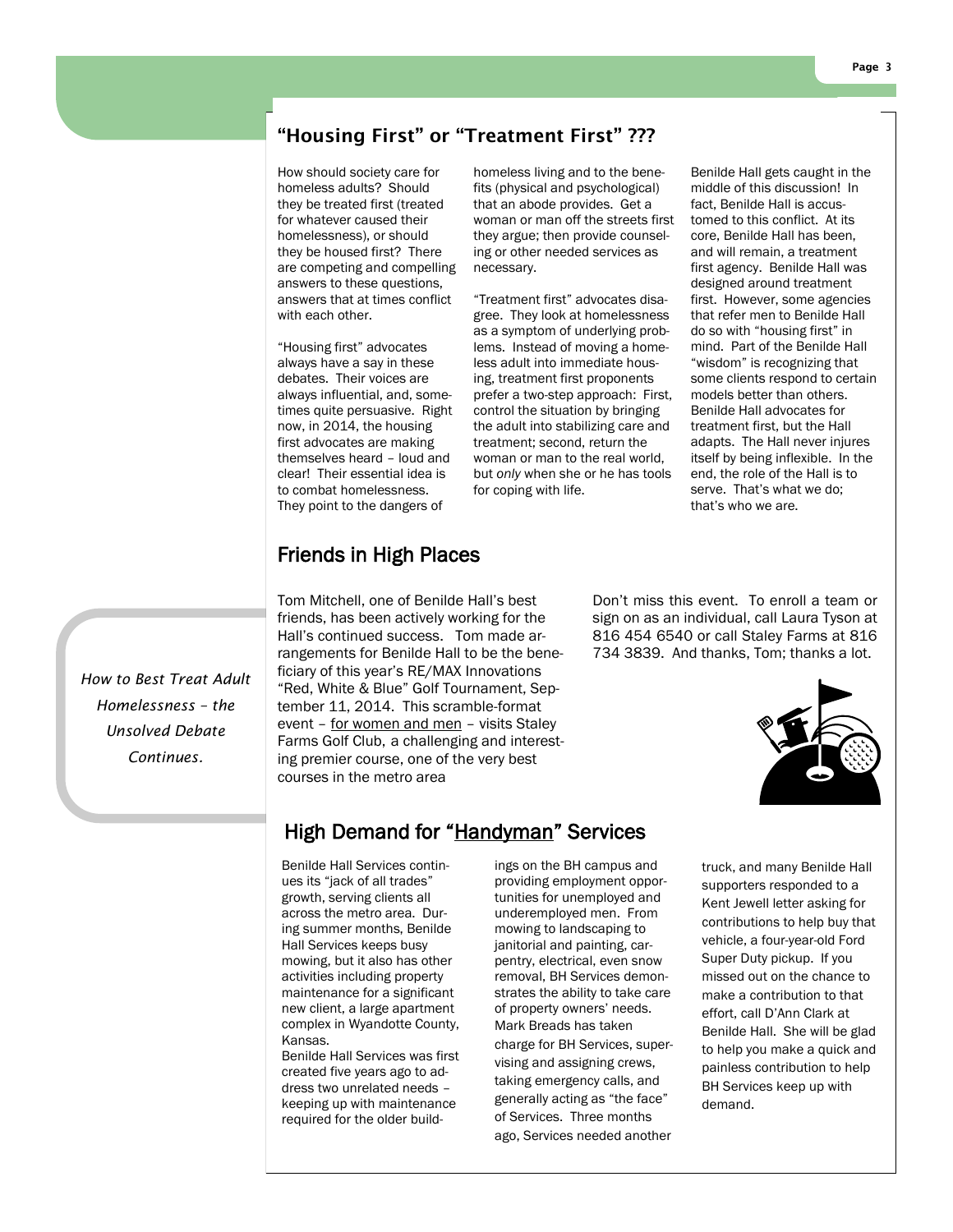## "Housing First" or "Treatment First" ???

How should society care for homeless adults? Should they be treated first (treated for whatever caused their homelessness), or should they be housed first? There are competing and compelling answers to these questions, answers that at times conflict with each other.

"Housing first" advocates always have a say in these debates. Their voices are always influential, and, sometimes quite persuasive. Right now, in 2014, the housing first advocates are making themselves heard – loud and clear! Their essential idea is to combat homelessness. They point to the dangers of homeless living and to the benefits (physical and psychological) that an abode provides. Get a woman or man off the streets first they argue; then provide counseling or other needed services as necessary.

"Treatment first" advocates disagree. They look at homelessness as a symptom of underlying problems. Instead of moving a homeless adult into immediate housing, treatment first proponents prefer a two-step approach: First, control the situation by bringing the adult into stabilizing care and treatment; second, return the woman or man to the real world, but *only* when she or he has tools for coping with life.

Benilde Hall gets caught in the middle of this discussion! In fact, Benilde Hall is accustomed to this conflict. At its core, Benilde Hall has been, and will remain, a treatment first agency. Benilde Hall was designed around treatment first. However, some agencies that refer men to Benilde Hall do so with "housing first" in mind. Part of the Benilde Hall "wisdom" is recognizing that some clients respond to certain models better than others. Benilde Hall advocates for treatment first, but the Hall adapts. The Hall never injures itself by being inflexible. In the end, the role of the Hall is to serve. That's what we do; that's who we are.

*How to Best Treat Adult Homelessness – the Unsolved Debate Continues.*

## Friends in High Places

Tom Mitchell, one of Benilde Hall's best friends, has been actively working for the Hall's continued success. Tom made arrangements for Benilde Hall to be the beneficiary of this year's RE/MAX Innovations "Red, White & Blue" Golf Tournament, September 11, 2014. This scramble-format event – for women and men – visits Staley Farms Golf Club, a challenging and interesting premier course, one of the very best courses in the metro area

Don't miss this event. To enroll a team or sign on as an individual, call Laura Tyson at 816 454 6540 or call Staley Farms at 816 734 3839. And thanks, Tom; thanks a lot.

## High Demand for "Handyman" Services

Benilde Hall Services continues its "jack of all trades" growth, serving clients all across the metro area. During summer months, Benilde Hall Services keeps busy mowing, but it also has other activities including property maintenance for a significant new client, a large apartment complex in Wyandotte County, Kansas.

Benilde Hall Services was first created five years ago to address two unrelated needs – keeping up with maintenance required for the older buildings on the BH campus and providing employment opportunities for unemployed and underemployed men. From mowing to landscaping to janitorial and painting, carpentry, electrical, even snow removal, BH Services demonstrates the ability to take care of property owners' needs. Mark Breads has taken charge for BH Services, supervising and assigning crews, taking emergency calls, and generally acting as "the face" of Services. Three months ago, Services needed another truck, and many Benilde Hall supporters responded to a Kent Jewell letter asking for contributions to help buy that vehicle, a four-year-old Ford Super Duty pickup. If you missed out on the chance to make a contribution to that effort, call D'Ann Clark at Benilde Hall. She will be glad to help you make a quick and painless contribution to help BH Services keep up with demand.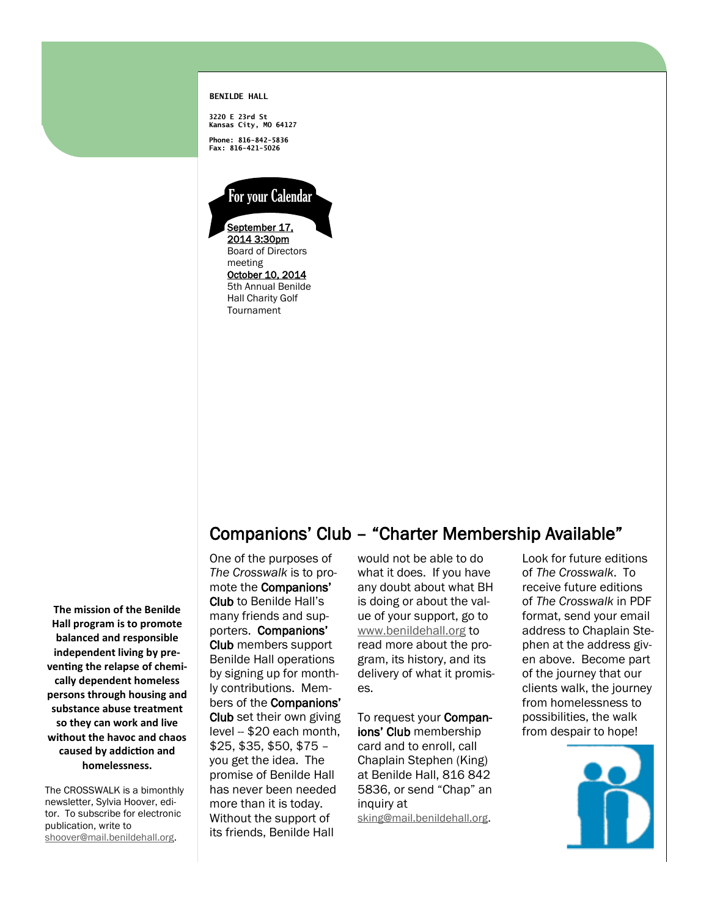**BENILDE HALL**

**3220 E 23rd St**
**Kansas City, MO 64127**

**Phone: 816-842-5836**
**Fax: 816-421-5026**

## For your Calendar

September 17, 2014 3:30pm
Board of Directors meeting

October 10, 2014
5th Annual Benilde Hall Charity Golf Tournament

**The mission of the Benilde Hall program is to promote balanced and responsible independent living by preventing the relapse of chemically dependent homeless persons through housing and substance abuse treatment so they can work and live without the havoc and chaos caused by addiction and homelessness.**

The CROSSWALK is a bimonthly newsletter, Sylvia Hoover, editor. To subscribe for electronic publication, write to shoover@mail.benildehall.org.

## Companions' Club – "Charter Membership Available"

One of the purposes of *The Crosswalk* is to promote the **Companions' Club** to Benilde Hall's many friends and supporters. **Companions' Club** members support Benilde Hall operations by signing up for monthly contributions. Members of the **Companions' Club** set their own giving level -- $20 each month, $25, $35, $50, $75 – you get the idea. The promise of Benilde Hall has never been needed more than it is today. Without the support of its friends, Benilde Hall would not be able to do what it does. If you have any doubt about what BH is doing or about the value of your support, go to www.benildehall.org to read more about the program, its history, and its delivery of what it promises.

To request your **Companions' Club** membership card and to enroll, call Chaplain Stephen (King) at Benilde Hall, 816 842 5836, or send "Chap" an inquiry at sking@mail.benildehall.org.

Look for future editions of *The Crosswalk*. To receive future editions of *The Crosswalk* in PDF format, send your email address to Chaplain Stephen at the address given above. Become part of the journey that our clients walk, the journey from homelessness to possibilities, the walk from despair to hope!